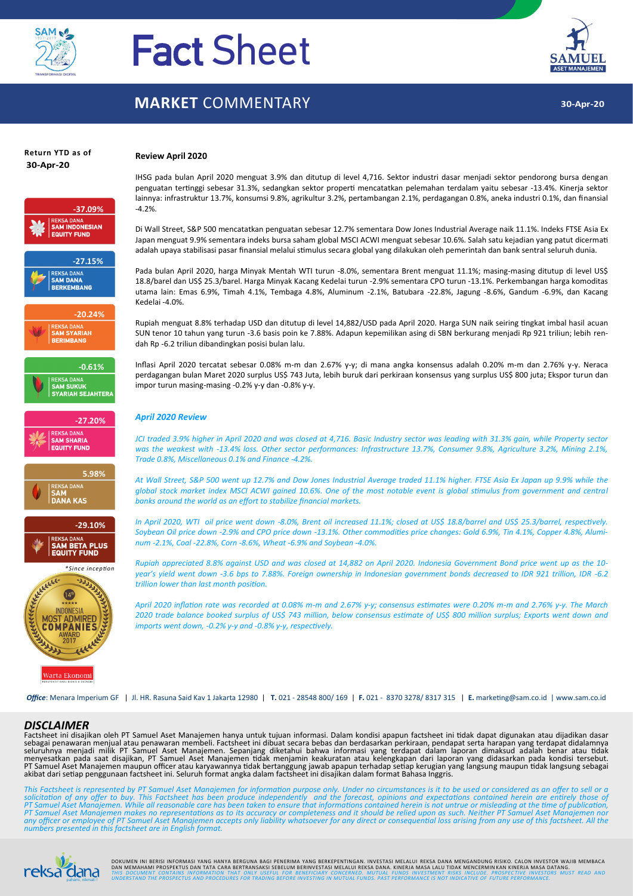# Fact Sheet

## MARKET COMMENTARY

30-Apr-20

**Return YTD as of 30-Apr-20**

| Return | Fund |
|---|---|
| -37.09% | REKSA DANA SAM INDONESIAN EQUITY FUND |
| -27.15% | REKSA DANA SAM DANA BERKEMBANG |
| -20.24% | REKSA DANA SAM SYARIAH BERIMBANG |
| -0.61% | REKSA DANA SAM SUKUK SYARIAH SEJAHTERA |
| -27.20% | REKSA DANA SAM SHARIA EQUITY FUND |
| 5.98% | REKSA DANA SAM DANA KAS |
| -29.10% | REKSA DANA SAM BETA PLUS EQUITY FUND |

*Since inception

14th INDONESIA MOST ADMIRED COMPANIES AWARD 2017

Warta Ekonomi

### Review April 2020

IHSG pada bulan April 2020 menguat 3.9% dan ditutup di level 4,716. Sektor industri dasar menjadi sektor pendorong bursa dengan penguatan tertinggi sebesar 31.3%, sedangkan sektor properti mencatatkan pelemahan terdalam yaitu sebesar -13.4%. Kinerja sektor lainnya: infrastruktur 13.7%, konsumsi 9.8%, agrikultur 3.2%, pertambangan 2.1%, perdagangan 0.8%, aneka industri 0.1%, dan finansial -4.2%.

Di Wall Street, S&P 500 mencatatkan penguatan sebesar 12.7% sementara Dow Jones Industrial Average naik 11.1%. Indeks FTSE Asia Ex Japan menguat 9.9% sementara indeks bursa saham global MSCI ACWI menguat sebesar 10.6%. Salah satu kejadian yang patut dicermati adalah upaya stabilisasi pasar finansial melalui stimulus secara global yang dilakukan oleh pemerintah dan bank sentral seluruh dunia.

Pada bulan April 2020, harga Minyak Mentah WTI turun -8.0%, sementara Brent menguat 11.1%; masing-masing ditutup di level US$ 18.8/barel dan US$ 25.3/barel. Harga Minyak Kacang Kedelai turun -2.9% sementara CPO turun -13.1%. Perkembangan harga komoditas utama lain: Emas 6.9%, Timah 4.1%, Tembaga 4.8%, Aluminum -2.1%, Batubara -22.8%, Jagung -8.6%, Gandum -6.9%, dan Kacang Kedelai -4.0%.

Rupiah menguat 8.8% terhadap USD dan ditutup di level 14,882/USD pada April 2020. Harga SUN naik seiring tingkat imbal hasil acuan SUN tenor 10 tahun yang turun -3.6 basis poin ke 7.88%. Adapun kepemilikan asing di SBN berkurang menjadi Rp 921 triliun; lebih rendah Rp -6.2 triliun dibandingkan posisi bulan lalu.

Inflasi April 2020 tercatat sebesar 0.08% m-m dan 2.67% y-y; di mana angka konsensus adalah 0.20% m-m dan 2.76% y-y. Neraca perdagangan bulan Maret 2020 surplus US$ 743 Juta, lebih buruk dari perkiraan konsensus yang surplus US$ 800 juta; Ekspor turun dan impor turun masing-masing -0.2% y-y dan -0.8% y-y.

### *April 2020 Review*

*JCI traded 3.9% higher in April 2020 and was closed at 4,716. Basic Industry sector was leading with 31.3% gain, while Property sector was the weakest with -13.4% loss. Other sector performances: Infrastructure 13.7%, Consumer 9.8%, Agriculture 3.2%, Mining 2.1%, Trade 0.8%, Miscellaneous 0.1% and Finance -4.2%.*

*At Wall Street, S&P 500 went up 12.7% and Dow Jones Industrial Average traded 11.1% higher. FTSE Asia Ex Japan up 9.9% while the global stock market index MSCI ACWI gained 10.6%. One of the most notable event is global stimulus from government and central banks around the world as an effort to stabilize financial markets.*

*In April 2020, WTI oil price went down -8.0%, Brent oil increased 11.1%; closed at US$ 18.8/barrel and US$ 25.3/barrel, respectively. Soybean Oil price down -2.9% and CPO price down -13.1%. Other commodities price changes: Gold 6.9%, Tin 4.1%, Copper 4.8%, Aluminum -2.1%, Coal -22.8%, Corn -8.6%, Wheat -6.9% and Soybean -4.0%.*

*Rupiah appreciated 8.8% against USD and was closed at 14,882 on April 2020. Indonesia Government Bond price went up as the 10-year's yield went down -3.6 bps to 7.88%. Foreign ownership in Indonesian government bonds decreased to IDR 921 trillion, IDR -6.2 trillion lower than last month position.*

*April 2020 inflation rate was recorded at 0.08% m-m and 2.67% y-y; consensus estimates were 0.20% m-m and 2.76% y-y. The March 2020 trade balance booked surplus of US$ 743 million, below consensus estimate of US$ 800 million surplus; Exports went down and imports went down, -0.2% y-y and -0.8% y-y, respectively.*

***Office***: Menara Imperium GF | Jl. HR. Rasuna Said Kav 1 Jakarta 12980 | **T.** 021 - 28548 800/ 169 | **F.** 021 - 8370 3278/ 8317 315 | **E.** marketing@sam.co.id | www.sam.co.id

## *DISCLAIMER*

Factsheet ini disajikan oleh PT Samuel Aset Manajemen hanya untuk tujuan informasi. Dalam kondisi apapun factsheet ini tidak dapat digunakan atau dijadikan dasar sebagai penawaran menjual atau penawaran membeli. Factsheet ini dibuat secara bebas dan berdasarkan perkiraan, pendapat serta harapan yang terdapat didalamnya seluruhnya menjadi milik PT Samuel Aset Manajemen. Sepanjang diketahui bahwa informasi yang terdapat dalam laporan dimaksud adalah benar atau tidak menyesatkan pada saat disajikan, PT Samuel Aset Manajemen tidak menjamin keakuratan atau kelengkapan dari laporan yang didasarkan pada kondisi tersebut. PT Samuel Aset Manajemen maupun officer atau karyawannya tidak bertanggung jawab apapun terhadap setiap kerugian yang langsung maupun tidak langsung sebagai akibat dari setiap penggunaan factsheet ini. Seluruh format angka dalam factsheet ini disajikan dalam format Bahasa Inggris.

*This Factsheet is represented by PT Samuel Aset Manajemen for information purpose only. Under no circumstances is it to be used or considered as an offer to sell or a solicitation of any offer to buy. This Factsheet has been produce independently and the forecast, opinions and expectations contained herein are entirely those of PT Samuel Aset Manajemen. While all reasonable care has been taken to ensure that informations contained herein is not untrue or misleading at the time of publication, PT Samuel Aset Manajemen makes no representations as to its accuracy or completeness and it should be relied upon as such. Neither PT Samuel Aset Manajemen nor any officer or employee of PT Samuel Aset Manajemen accepts only liability whatsoever for any direct or consequential loss arising from any use of this factsheet. All the numbers presented in this factsheet are in English format.*

DOKUMEN INI BERISI INFORMASI YANG HANYA BERGUNA BAGI PENERIMA YANG BERKEPENTINGAN. INVESTASI MELALUI REKSA DANA MENGANDUNG RISIKO. CALON INVESTOR WAJIB MEMBACA DAN MEMAHAMI PROSPEKTUS DAN TATA CARA BERTRANSAKSI SEBELUM BERINVESTASI MELALUI REKSA DANA. KINERJA MASA LALU TIDAK MENCERMINKAN KINERJA MASA DATANG.
*THIS DOCUMENT CONTAINS INFORMATION THAT ONLY USEFUL FOR BENEFICIARY CONCERNED. MUTUAL FUNDS INVESTMENT RISKS INCLUDE. PROSPECTIVE INVESTORS MUST READ AND UNDERSTAND THE PROSPECTUS AND PROCEDURES FOR TRADING BEFORE INVESTING IN MUTUAL FUNDS. PAST PERFORMANCE IS NOT INDICATIVE OF FUTURE PERFORMANCE.*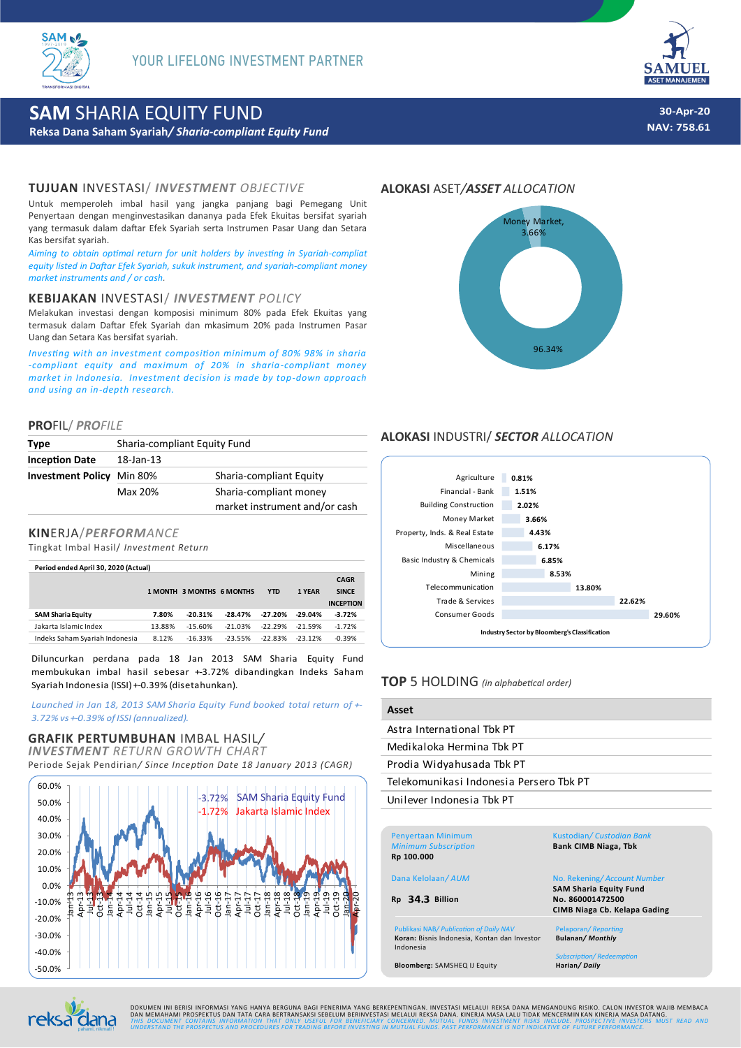YOUR LIFELONG INVESTMENT PARTNER

# SAM SHARIA EQUITY FUND

**Reksa Dana Saham Syariah/ *Sharia-compliant Equity Fund***

**30-Apr-20**
**NAV: 758.61**

## TUJUAN INVESTASI/ *INVESTMENT OBJECTIVE*

Untuk memperoleh imbal hasil yang jangka panjang bagi Pemegang Unit Penyertaan dengan menginvestasikan dananya pada Efek Ekuitas bersifat syariah yang termasuk dalam daftar Efek Syariah serta Instrumen Pasar Uang dan Setara Kas bersifat syariah.

*Aiming to obtain optimal return for unit holders by investing in Syariah-compliat equity listed in Daftar Efek Syariah, sukuk instrument, and syariah-compliant money market instruments and / or cash.*

## KEBIJAKAN INVESTASI/ *INVESTMENT POLICY*

Melakukan investasi dengan komposisi minimum 80% pada Efek Ekuitas yang termasuk dalam Daftar Efek Syariah dan mkasimum 20% pada Instrumen Pasar Uang dan Setara Kas bersifat syariah.

*Investing with an investment composition minimum of 80% 98% in sharia -compliant equity and maximum of 20% in sharia-compliant money market in Indonesia. Investment decision is made by top-down approach and using an in-depth research.*

## PROFIL/ *PROFILE*

| | | |
|---|---|---|
| **Type** | Sharia-compliant Equity Fund | |
| **Inception Date** | 18-Jan-13 | |
| **Investment Policy** | Min 80% | Sharia-compliant Equity |
| | Max 20% | Sharia-compliant money market instrument and/or cash |

## KINERJA/*PERFORMANCE*

Tingkat Imbal Hasil/ *Investment Return*

**Period ended April 30, 2020 (Actual)**

| | 1 MONTH | 3 MONTHS | 6 MONTHS | YTD | 1 YEAR | CAGR SINCE INCEPTION |
|---|---|---|---|---|---|---|
| **SAM Sharia Equity** | **7.80%** | **-20.31%** | **-28.47%** | **-27.20%** | **-29.04%** | **-3.72%** |
| Jakarta Islamic Index | 13.88% | -15.60% | -21.03% | -22.29% | -21.59% | -1.72% |
| Indeks Saham Syariah Indonesia | 8.12% | -16.33% | -23.55% | -22.83% | -23.12% | -0.39% |

Diluncurkan perdana pada 18 Jan 2013 SAM Sharia Equity Fund membukukan imbal hasil sebesar +-3.72% dibandingkan Indeks Saham Syariah Indonesia (ISSI) +-0.39% (disetahunkan).

*Launched in Jan 18, 2013 SAM Sharia Equity Fund booked total return of +-3.72% vs +-0.39% of ISSI (annualized).*

## GRAFIK PERTUMBUHAN IMBAL HASIL/ *INVESTMENT RETURN GROWTH CHART*

Periode Sejak Pendirian/ *Since Inception Date 18 January 2013 (CAGR)*

-3.72% SAM Sharia Equity Fund
-1.72% Jakarta Islamic Index

60.0%, 50.0%, 40.0%, 30.0%, 20.0%, 10.0%, 0.0%, -10.0%, -20.0%, -30.0%, -40.0%, -50.0%

Jan-13, Apr-13, Jul-13, Oct-13, Jan-14, Apr-14, Jul-14, Oct-14, Jan-15, Apr-15, Jul-15, Oct-15, Jan-16, Apr-16, Jul-16, Oct-16, Jan-17, Apr-17, Jul-17, Oct-17, Jan-18, Apr-18, Jul-18, Oct-18, Jan-19, Apr-19, Jul-19, Oct-19, Jan-20, Apr-20

## ALOKASI ASET/*ASSET ALLOCATION*

Money Market, 3.66%
96.34%

## ALOKASI INDUSTRI/ *SECTOR ALLOCATION*

Agriculture 0.81%
Financial - Bank 1.51%
Building Construction 2.02%
Money Market 3.66%
Property, Inds. & Real Estate 4.43%
Miscellaneous 6.17%
Basic Industry & Chemicals 6.85%
Mining 8.53%
Telecommunication 13.80%
Trade & Services 22.62%
Consumer Goods 29.60%

Industry Sector by Bloomberg's Classification

## TOP 5 HOLDING *(in alphabetical order)*

| **Asset** |
|---|
| Astra International Tbk PT |
| Medikaloka Hermina Tbk PT |
| Prodia Widyahusada Tbk PT |
| Telekomunikasi Indonesia Persero Tbk PT |
| Unilever Indonesia Tbk PT |

Penyertaan Minimum/ *Minimum Subscription*
**Rp 100.000**

Kustodian/ *Custodian Bank*
**Bank CIMB Niaga, Tbk**

Dana Kelolaan/ *AUM*
**Rp 34.3 Billion**

No. Rekening/ *Account Number*
**SAM Sharia Equity Fund**
**No. 860001472500**
**CIMB Niaga Cb. Kelapa Gading**

Publikasi NAB/ *Publication of Daily NAV*
**Koran:** Bisnis Indonesia, Kontan dan Investor Indonesia

**Bloomberg:** SAMSHEQ IJ Equity

Pelaporan/ *Reporting*
**Bulanan/ *Monthly***

*Subscription/ Redemption*
**Harian/ *Daily***

DOKUMEN INI BERISI INFORMASI YANG HANYA BERGUNA BAGI PENERIMA YANG BERKEPENTINGAN. INVESTASI MELALUI REKSA DANA MENGANDUNG RISIKO. CALON INVESTOR WAJIB MEMBACA DAN MEMAHAMI PROSPEKTUS DAN TATA CARA BERTRANSAKSI SEBELUM BERINVESTASI MELALUI REKSA DANA. KINERJA MASA LALU TIDAK MENCERMINKAN KINERJA MASA DATANG.
*THIS DOCUMENT CONTAINS INFORMATION THAT ONLY USEFUL FOR BENEFICIARY CONCERNED. MUTUAL FUNDS INVESTMENT RISKS INCLUDE. PROSPECTIVE INVESTORS MUST READ AND UNDERSTAND THE PROSPECTUS AND PROCEDURES FOR TRADING BEFORE INVESTING IN MUTUAL FUNDS. PAST PERFORMANCE IS NOT INDICATIVE OF FUTURE PERFORMANCE.*